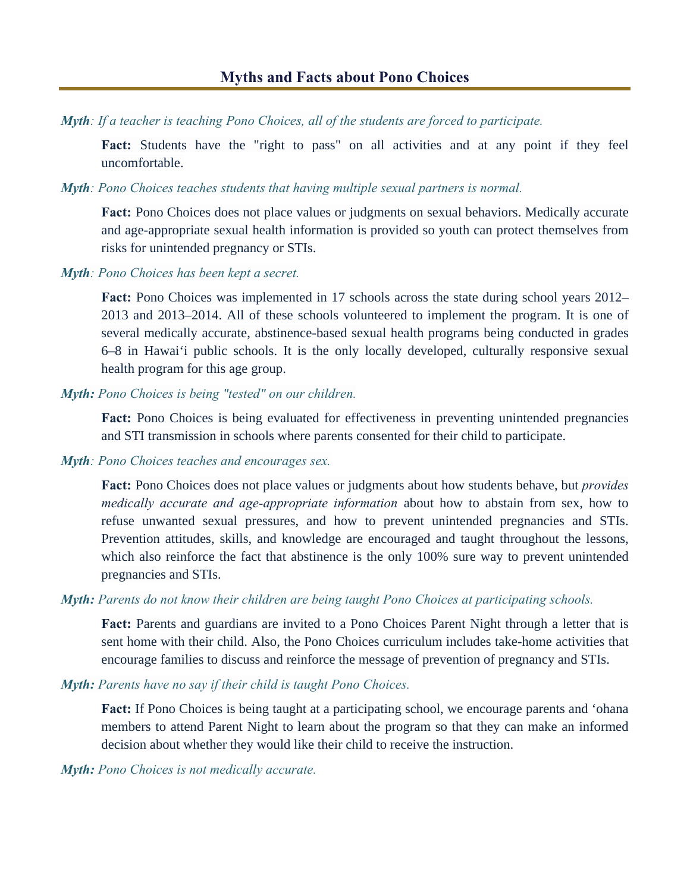# Myths and Facts about Pono Choices

***Myth**: If a teacher is teaching Pono Choices, all of the students are forced to participate.*

> **Fact:** Students have the "right to pass" on all activities and at any point if they feel uncomfortable.

***Myth**: Pono Choices teaches students that having multiple sexual partners is normal.*

> **Fact:** Pono Choices does not place values or judgments on sexual behaviors. Medically accurate and age-appropriate sexual health information is provided so youth can protect themselves from risks for unintended pregnancy or STIs.

***Myth**: Pono Choices has been kept a secret.*

> **Fact:** Pono Choices was implemented in 17 schools across the state during school years 2012–2013 and 2013–2014. All of these schools volunteered to implement the program. It is one of several medically accurate, abstinence-based sexual health programs being conducted in grades 6–8 in Hawaiʻi public schools. It is the only locally developed, culturally responsive sexual health program for this age group.

***Myth:** Pono Choices is being "tested" on our children.*

> **Fact:** Pono Choices is being evaluated for effectiveness in preventing unintended pregnancies and STI transmission in schools where parents consented for their child to participate.

***Myth**: Pono Choices teaches and encourages sex.*

> **Fact:** Pono Choices does not place values or judgments about how students behave, but *provides medically accurate and age-appropriate information* about how to abstain from sex, how to refuse unwanted sexual pressures, and how to prevent unintended pregnancies and STIs. Prevention attitudes, skills, and knowledge are encouraged and taught throughout the lessons, which also reinforce the fact that abstinence is the only 100% sure way to prevent unintended pregnancies and STIs.

***Myth:** Parents do not know their children are being taught Pono Choices at participating schools.*

> **Fact:** Parents and guardians are invited to a Pono Choices Parent Night through a letter that is sent home with their child. Also, the Pono Choices curriculum includes take-home activities that encourage families to discuss and reinforce the message of prevention of pregnancy and STIs.

***Myth:** Parents have no say if their child is taught Pono Choices.*

> **Fact:** If Pono Choices is being taught at a participating school, we encourage parents and ʻohana members to attend Parent Night to learn about the program so that they can make an informed decision about whether they would like their child to receive the instruction.

***Myth:** Pono Choices is not medically accurate.*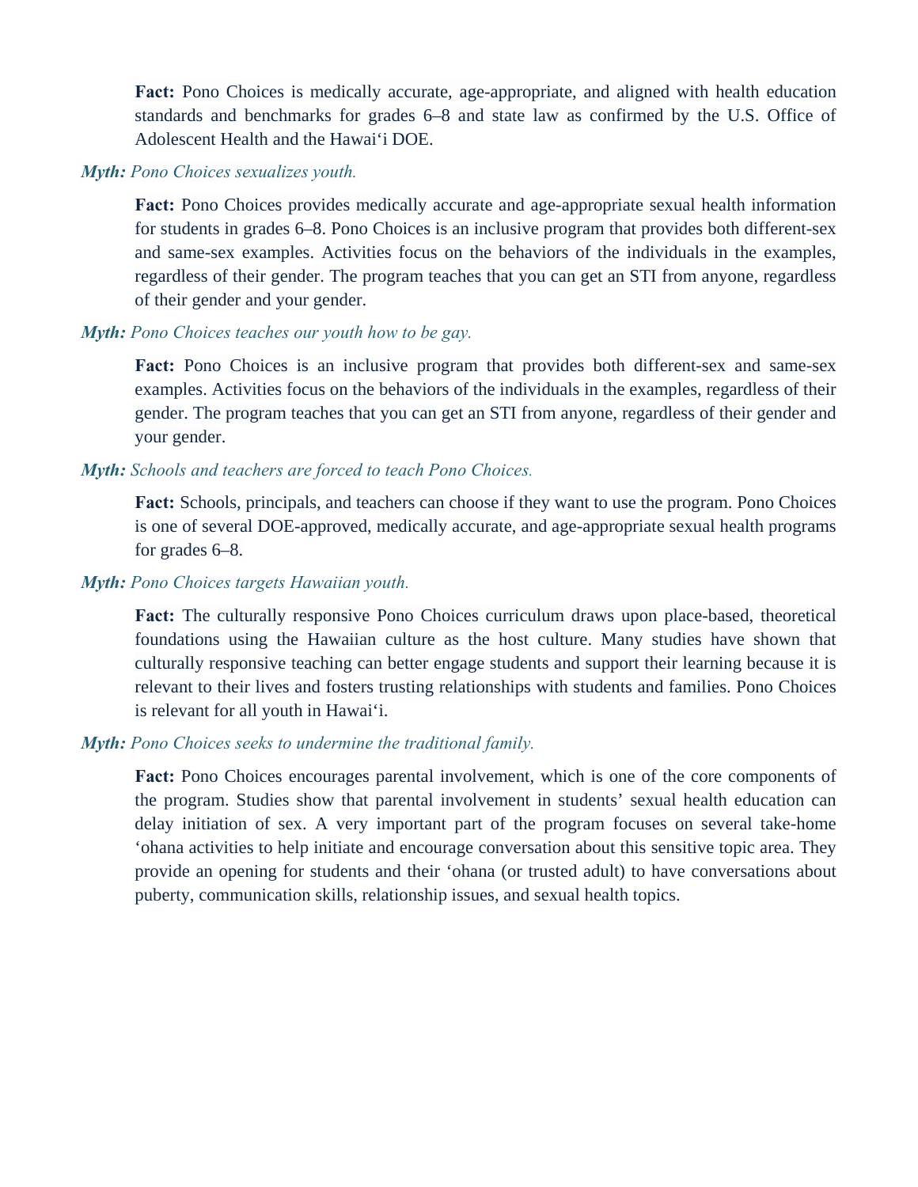**Fact:** Pono Choices is medically accurate, age-appropriate, and aligned with health education standards and benchmarks for grades 6–8 and state law as confirmed by the U.S. Office of Adolescent Health and the Hawai'i DOE.

***Myth:*** *Pono Choices sexualizes youth.*

**Fact:** Pono Choices provides medically accurate and age-appropriate sexual health information for students in grades 6–8. Pono Choices is an inclusive program that provides both different-sex and same-sex examples. Activities focus on the behaviors of the individuals in the examples, regardless of their gender. The program teaches that you can get an STI from anyone, regardless of their gender and your gender.

***Myth:*** *Pono Choices teaches our youth how to be gay.*

**Fact:** Pono Choices is an inclusive program that provides both different-sex and same-sex examples. Activities focus on the behaviors of the individuals in the examples, regardless of their gender. The program teaches that you can get an STI from anyone, regardless of their gender and your gender.

***Myth:*** *Schools and teachers are forced to teach Pono Choices.*

**Fact:** Schools, principals, and teachers can choose if they want to use the program. Pono Choices is one of several DOE-approved, medically accurate, and age-appropriate sexual health programs for grades 6–8.

***Myth:*** *Pono Choices targets Hawaiian youth.*

**Fact:** The culturally responsive Pono Choices curriculum draws upon place-based, theoretical foundations using the Hawaiian culture as the host culture. Many studies have shown that culturally responsive teaching can better engage students and support their learning because it is relevant to their lives and fosters trusting relationships with students and families. Pono Choices is relevant for all youth in Hawai'i.

***Myth:*** *Pono Choices seeks to undermine the traditional family.*

**Fact:** Pono Choices encourages parental involvement, which is one of the core components of the program. Studies show that parental involvement in students' sexual health education can delay initiation of sex. A very important part of the program focuses on several take-home 'ohana activities to help initiate and encourage conversation about this sensitive topic area. They provide an opening for students and their 'ohana (or trusted adult) to have conversations about puberty, communication skills, relationship issues, and sexual health topics.